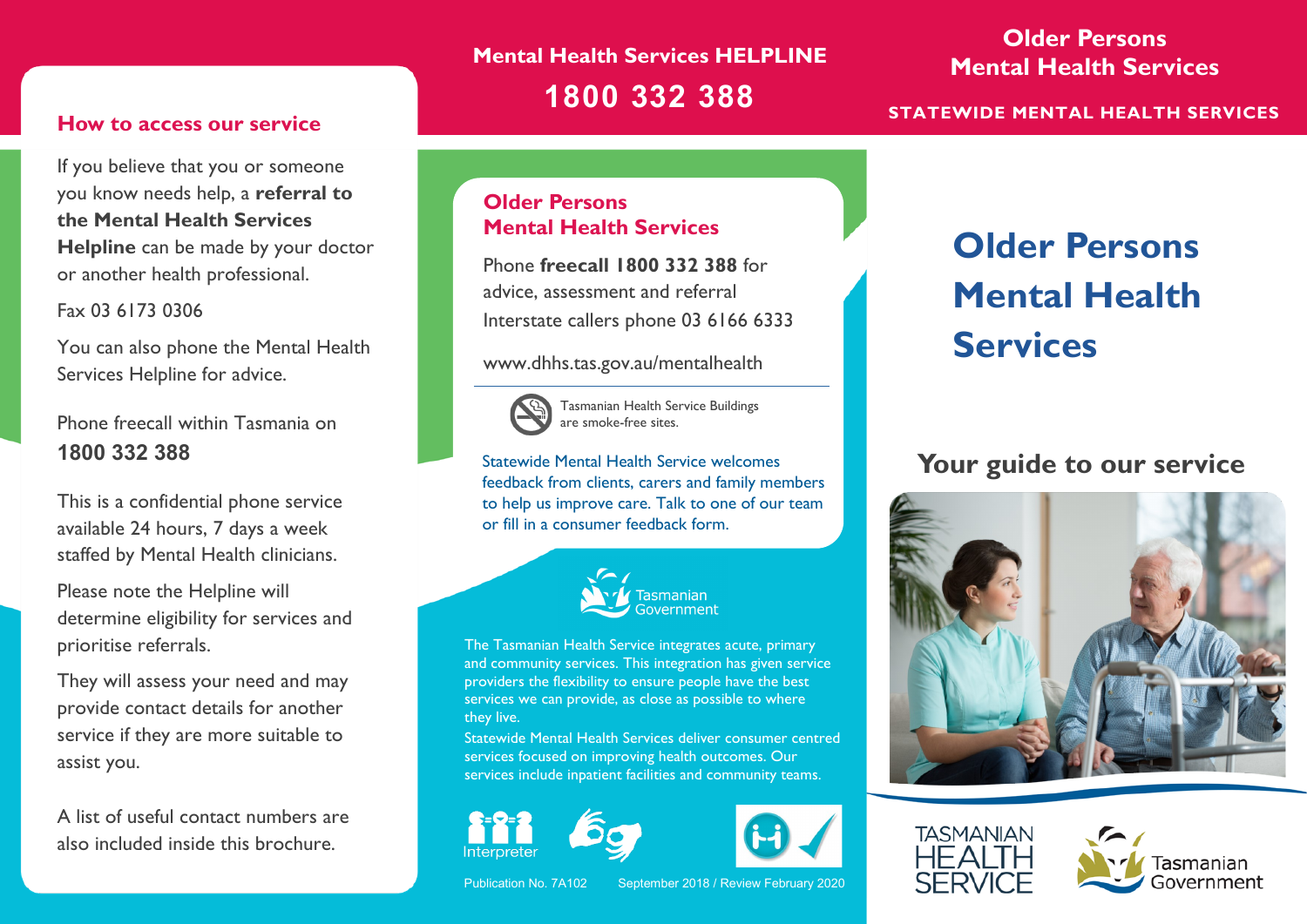# Older Persons Mental Health Services

## Your guide to our service

Older Persons Mental Health Services

STATEWIDE MENTAL HEALTH SERVICES

Mental Health Services HELPLINE

**1800 332 388**

## How to access our service

If you believe that you or someone you know needs help, a **referral to the Mental Health Services Helpline** can be made by your doctor or another health professional.

Fax 03 6173 0306

You can also phone the Mental Health Services Helpline for advice.

Phone freecall within Tasmania on
**1800 332 388**

This is a confidential phone service available 24 hours, 7 days a week staffed by Mental Health clinicians.

Please note the Helpline will determine eligibility for services and prioritise referrals.

They will assess your need and may provide contact details for another service if they are more suitable to assist you.

A list of useful contact numbers are also included inside this brochure.

## Older Persons Mental Health Services

Phone **freecall 1800 332 388** for advice, assessment and referral

Interstate callers phone 03 6166 6333

www.dhhs.tas.gov.au/mentalhealth

Tasmanian Health Service Buildings are smoke-free sites.

Statewide Mental Health Service welcomes feedback from clients, carers and family members to help us improve care. Talk to one of our team or fill in a consumer feedback form.

Tasmanian Government

The Tasmanian Health Service integrates acute, primary and community services. This integration has given service providers the flexibility to ensure people have the best services we can provide, as close as possible to where they live.

Statewide Mental Health Services deliver consumer centred services focused on improving health outcomes. Our services include inpatient facilities and community teams.

Interpreter

Publication No. 7A102 September 2018 / Review February 2020

TASMANIAN HEALTH SERVICE

Tasmanian Government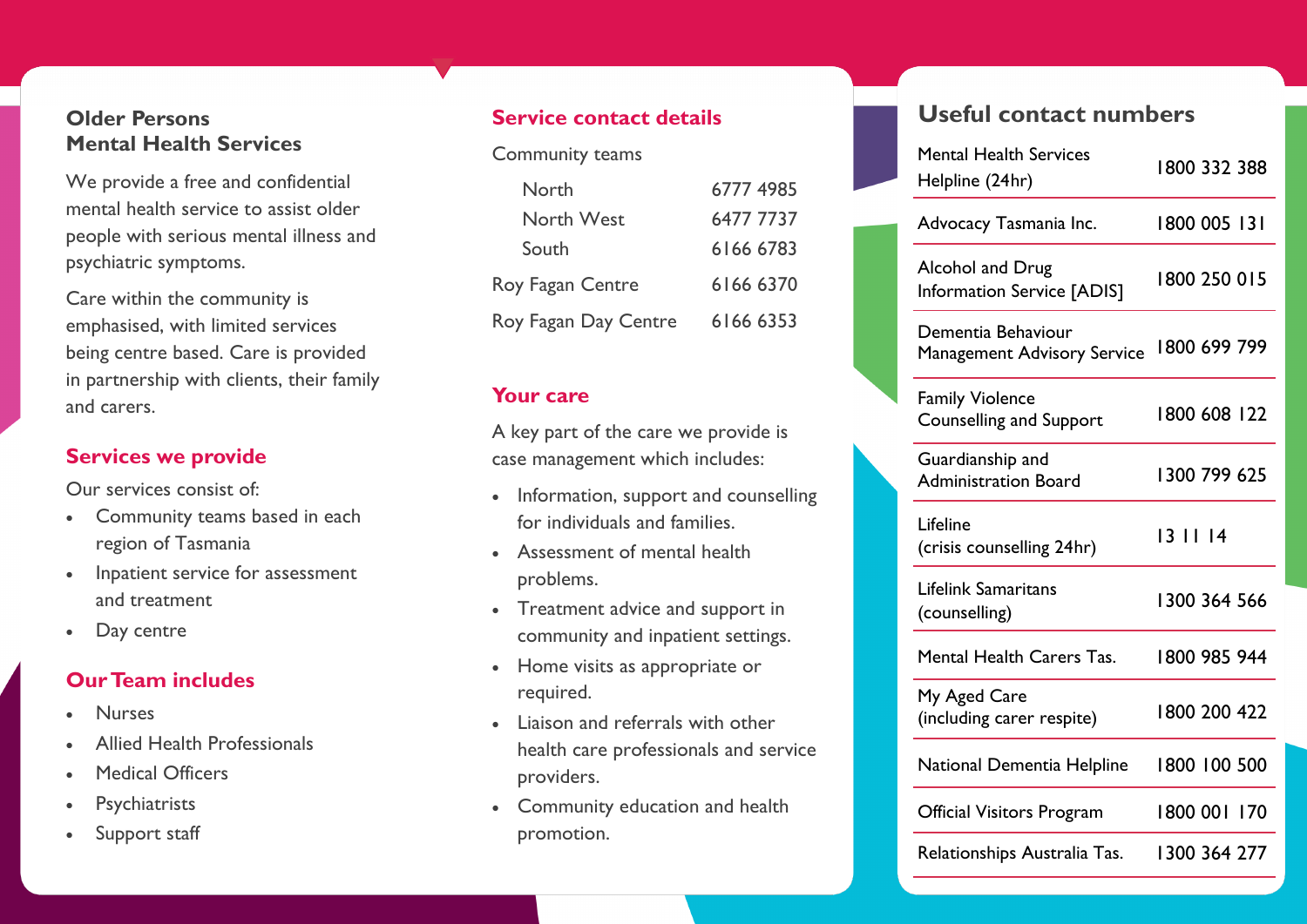## Older Persons Mental Health Services

We provide a free and confidential mental health service to assist older people with serious mental illness and psychiatric symptoms.

Care within the community is emphasised, with limited services being centre based. Care is provided in partnership with clients, their family and carers.

## Services we provide

Our services consist of:

- Community teams based in each region of Tasmania
- Inpatient service for assessment and treatment
- Day centre

## Our Team includes

- Nurses
- Allied Health Professionals
- Medical Officers
- Psychiatrists
- Support staff

## Service contact details

| | |
|---|---|
| Community teams | |
| North | 6777 4985 |
| North West | 6477 7737 |
| South | 6166 6783 |
| Roy Fagan Centre | 6166 6370 |
| Roy Fagan Day Centre | 6166 6353 |

## Your care

A key part of the care we provide is case management which includes:

- Information, support and counselling for individuals and families.
- Assessment of mental health problems.
- Treatment advice and support in community and inpatient settings.
- Home visits as appropriate or required.
- Liaison and referrals with other health care professionals and service providers.
- Community education and health promotion.

## Useful contact numbers

| | |
|---|---|
| Mental Health Services Helpline (24hr) | 1800 332 388 |
| Advocacy Tasmania Inc. | 1800 005 131 |
| Alcohol and Drug Information Service [ADIS] | 1800 250 015 |
| Dementia Behaviour Management Advisory Service | 1800 699 799 |
| Family Violence Counselling and Support | 1800 608 122 |
| Guardianship and Administration Board | 1300 799 625 |
| Lifeline (crisis counselling 24hr) | 13 11 14 |
| Lifelink Samaritans (counselling) | 1300 364 566 |
| Mental Health Carers Tas. | 1800 985 944 |
| My Aged Care (including carer respite) | 1800 200 422 |
| National Dementia Helpline | 1800 100 500 |
| Official Visitors Program | 1800 001 170 |
| Relationships Australia Tas. | 1300 364 277 |